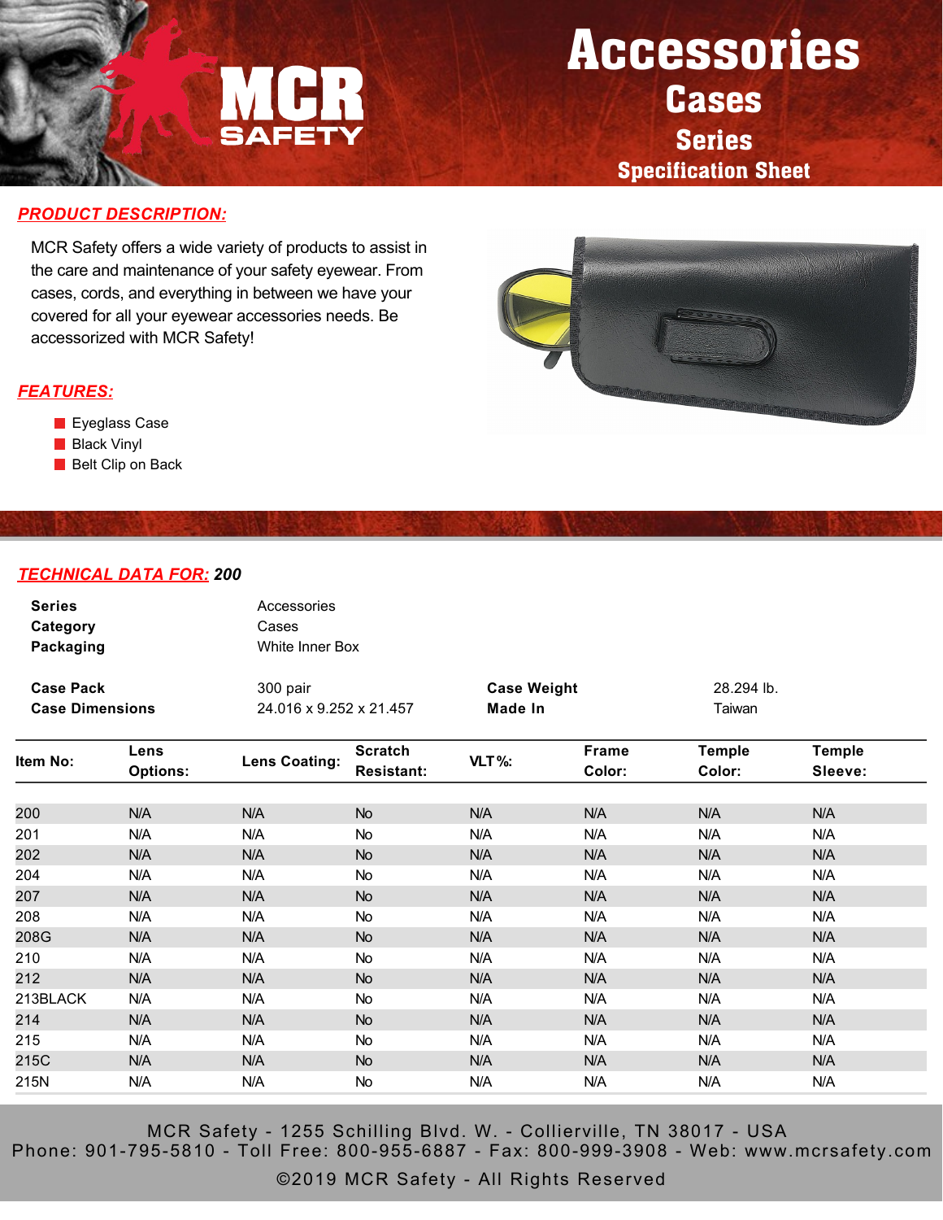# Accessories

## Cases

### Series

### Specification Sheet

***PRODUCT DESCRIPTION:***

MCR Safety offers a wide variety of products to assist in the care and maintenance of your safety eyewear. From cases, cords, and everything in between we have your covered for all your eyewear accessories needs. Be accessorized with MCR Safety!

***FEATURES:***

- Eyeglass Case
- Black Vinyl
- Belt Clip on Back

***TECHNICAL DATA FOR:* 200**

| | |
|---|---|
| **Series** | Accessories |
| **Category** | Cases |
| **Packaging** | White Inner Box |

| | | | |
|---|---|---|---|
| **Case Pack** | 300 pair | **Case Weight** | 28.294 lb. |
| **Case Dimensions** | 24.016 x 9.252 x 21.457 | **Made In** | Taiwan |

| Item No: | Lens Options: | Lens Coating: | Scratch Resistant: | VLT %: | Frame Color: | Temple Color: | Temple Sleeve: |
|---|---|---|---|---|---|---|---|
| 200 | N/A | N/A | No | N/A | N/A | N/A | N/A |
| 201 | N/A | N/A | No | N/A | N/A | N/A | N/A |
| 202 | N/A | N/A | No | N/A | N/A | N/A | N/A |
| 204 | N/A | N/A | No | N/A | N/A | N/A | N/A |
| 207 | N/A | N/A | No | N/A | N/A | N/A | N/A |
| 208 | N/A | N/A | No | N/A | N/A | N/A | N/A |
| 208G | N/A | N/A | No | N/A | N/A | N/A | N/A |
| 210 | N/A | N/A | No | N/A | N/A | N/A | N/A |
| 212 | N/A | N/A | No | N/A | N/A | N/A | N/A |
| 213BLACK | N/A | N/A | No | N/A | N/A | N/A | N/A |
| 214 | N/A | N/A | No | N/A | N/A | N/A | N/A |
| 215 | N/A | N/A | No | N/A | N/A | N/A | N/A |
| 215C | N/A | N/A | No | N/A | N/A | N/A | N/A |
| 215N | N/A | N/A | No | N/A | N/A | N/A | N/A |

MCR Safety - 1255 Schilling Blvd. W. - Collierville, TN 38017 - USA
Phone: 901-795-5810 - Toll Free: 800-955-6887 - Fax: 800-999-3908 - Web: www.mcrsafety.com

©2019 MCR Safety - All Rights Reserved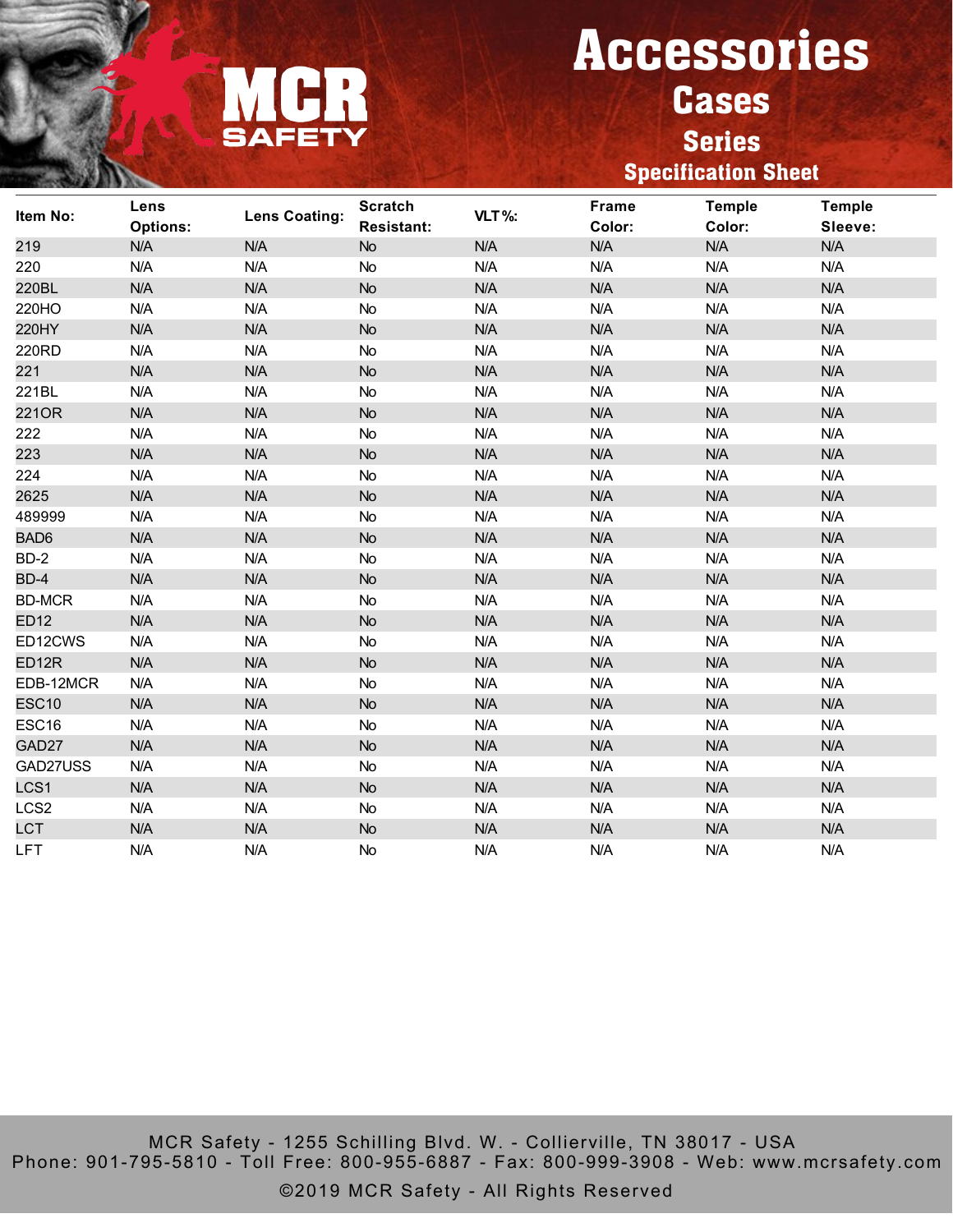# Accessories

## Cases

### Series

### Specification Sheet

| Item No: | Lens Options: | Lens Coating: | Scratch Resistant: | VLT%: | Frame Color: | Temple Color: | Temple Sleeve: |
|---|---|---|---|---|---|---|---|
| 219 | N/A | N/A | No | N/A | N/A | N/A | N/A |
| 220 | N/A | N/A | No | N/A | N/A | N/A | N/A |
| 220BL | N/A | N/A | No | N/A | N/A | N/A | N/A |
| 220HO | N/A | N/A | No | N/A | N/A | N/A | N/A |
| 220HY | N/A | N/A | No | N/A | N/A | N/A | N/A |
| 220RD | N/A | N/A | No | N/A | N/A | N/A | N/A |
| 221 | N/A | N/A | No | N/A | N/A | N/A | N/A |
| 221BL | N/A | N/A | No | N/A | N/A | N/A | N/A |
| 221OR | N/A | N/A | No | N/A | N/A | N/A | N/A |
| 222 | N/A | N/A | No | N/A | N/A | N/A | N/A |
| 223 | N/A | N/A | No | N/A | N/A | N/A | N/A |
| 224 | N/A | N/A | No | N/A | N/A | N/A | N/A |
| 2625 | N/A | N/A | No | N/A | N/A | N/A | N/A |
| 489999 | N/A | N/A | No | N/A | N/A | N/A | N/A |
| BAD6 | N/A | N/A | No | N/A | N/A | N/A | N/A |
| BD-2 | N/A | N/A | No | N/A | N/A | N/A | N/A |
| BD-4 | N/A | N/A | No | N/A | N/A | N/A | N/A |
| BD-MCR | N/A | N/A | No | N/A | N/A | N/A | N/A |
| ED12 | N/A | N/A | No | N/A | N/A | N/A | N/A |
| ED12CWS | N/A | N/A | No | N/A | N/A | N/A | N/A |
| ED12R | N/A | N/A | No | N/A | N/A | N/A | N/A |
| EDB-12MCR | N/A | N/A | No | N/A | N/A | N/A | N/A |
| ESC10 | N/A | N/A | No | N/A | N/A | N/A | N/A |
| ESC16 | N/A | N/A | No | N/A | N/A | N/A | N/A |
| GAD27 | N/A | N/A | No | N/A | N/A | N/A | N/A |
| GAD27USS | N/A | N/A | No | N/A | N/A | N/A | N/A |
| LCS1 | N/A | N/A | No | N/A | N/A | N/A | N/A |
| LCS2 | N/A | N/A | No | N/A | N/A | N/A | N/A |
| LCT | N/A | N/A | No | N/A | N/A | N/A | N/A |
| LFT | N/A | N/A | No | N/A | N/A | N/A | N/A |

MCR Safety - 1255 Schilling Blvd. W. - Collierville, TN 38017 - USA
Phone: 901-795-5810 - Toll Free: 800-955-6887 - Fax: 800-999-3908 - Web: www.mcrsafety.com

©2019 MCR Safety - All Rights Reserved